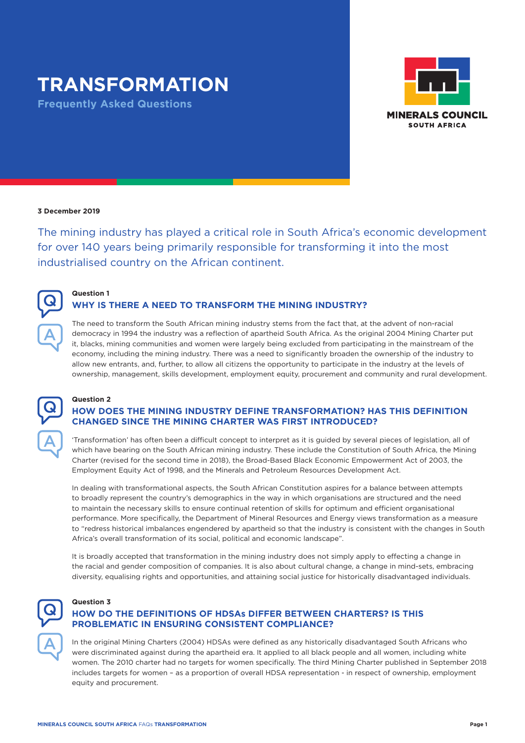# TRANSFORMATION

## Frequently Asked Questions

MINERALS COUNCIL SOUTH AFRICA

**3 December 2019**

The mining industry has played a critical role in South Africa's economic development for over 140 years being primarily responsible for transforming it into the most industrialised country on the African continent.

**Question 1**

### WHY IS THERE A NEED TO TRANSFORM THE MINING INDUSTRY?

The need to transform the South African mining industry stems from the fact that, at the advent of non-racial democracy in 1994 the industry was a reflection of apartheid South Africa. As the original 2004 Mining Charter put it, blacks, mining communities and women were largely being excluded from participating in the mainstream of the economy, including the mining industry. There was a need to significantly broaden the ownership of the industry to allow new entrants, and, further, to allow all citizens the opportunity to participate in the industry at the levels of ownership, management, skills development, employment equity, procurement and community and rural development.

**Question 2**

### HOW DOES THE MINING INDUSTRY DEFINE TRANSFORMATION? HAS THIS DEFINITION CHANGED SINCE THE MINING CHARTER WAS FIRST INTRODUCED?

'Transformation' has often been a difficult concept to interpret as it is guided by several pieces of legislation, all of which have bearing on the South African mining industry. These include the Constitution of South Africa, the Mining Charter (revised for the second time in 2018), the Broad-Based Black Economic Empowerment Act of 2003, the Employment Equity Act of 1998, and the Minerals and Petroleum Resources Development Act.

In dealing with transformational aspects, the South African Constitution aspires for a balance between attempts to broadly represent the country's demographics in the way in which organisations are structured and the need to maintain the necessary skills to ensure continual retention of skills for optimum and efficient organisational performance. More specifically, the Department of Mineral Resources and Energy views transformation as a measure to "redress historical imbalances engendered by apartheid so that the industry is consistent with the changes in South Africa's overall transformation of its social, political and economic landscape".

It is broadly accepted that transformation in the mining industry does not simply apply to effecting a change in the racial and gender composition of companies. It is also about cultural change, a change in mind-sets, embracing diversity, equalising rights and opportunities, and attaining social justice for historically disadvantaged individuals.

**Question 3**

### HOW DO THE DEFINITIONS OF HDSAs DIFFER BETWEEN CHARTERS? IS THIS PROBLEMATIC IN ENSURING CONSISTENT COMPLIANCE?

In the original Mining Charters (2004) HDSAs were defined as any historically disadvantaged South Africans who were discriminated against during the apartheid era. It applied to all black people and all women, including white women. The 2010 charter had no targets for women specifically. The third Mining Charter published in September 2018 includes targets for women – as a proportion of overall HDSA representation - in respect of ownership, employment equity and procurement.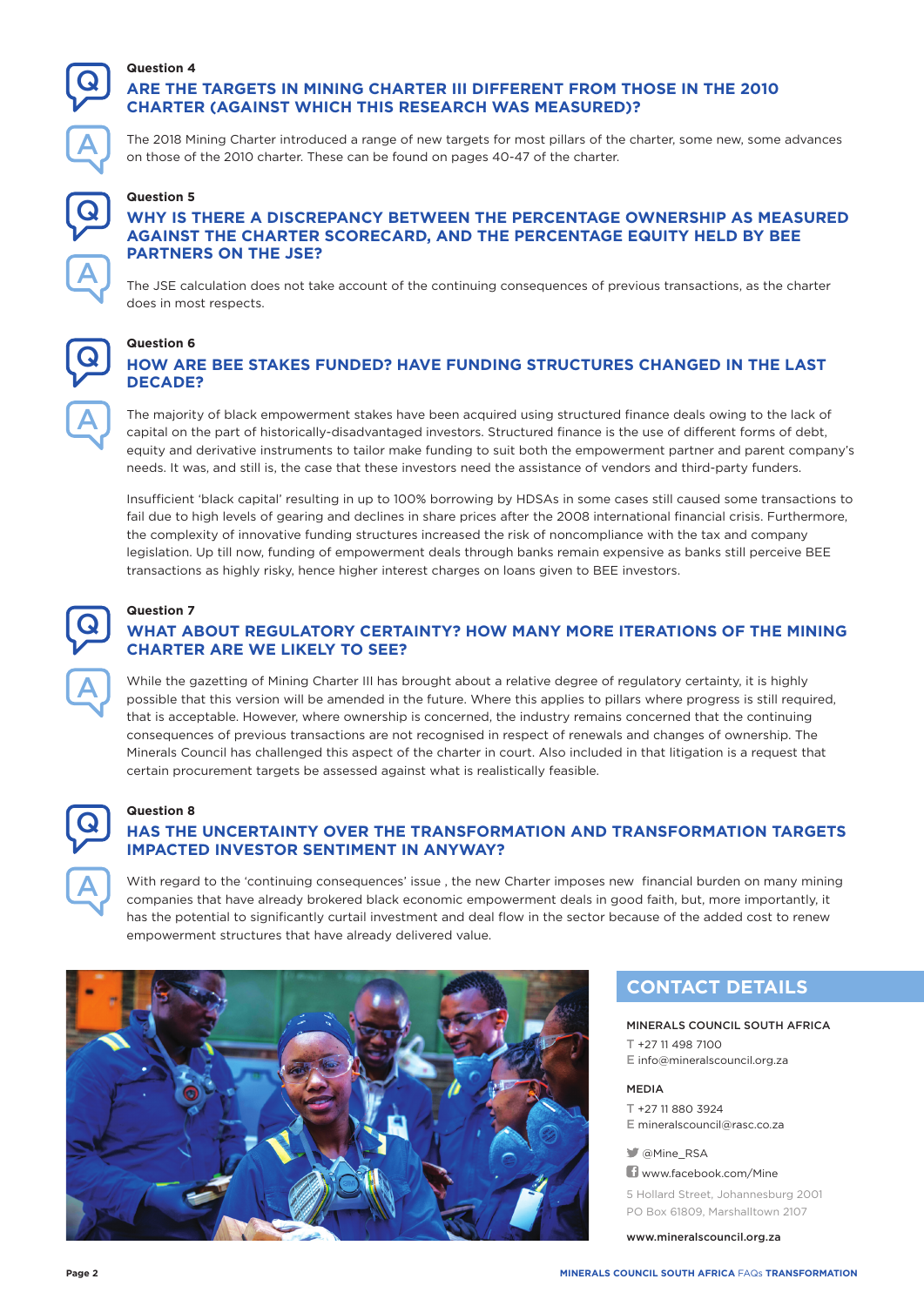**Question 4**

## ARE THE TARGETS IN MINING CHARTER III DIFFERENT FROM THOSE IN THE 2010 CHARTER (AGAINST WHICH THIS RESEARCH WAS MEASURED)?

The 2018 Mining Charter introduced a range of new targets for most pillars of the charter, some new, some advances on those of the 2010 charter. These can be found on pages 40-47 of the charter.

**Question 5**

## WHY IS THERE A DISCREPANCY BETWEEN THE PERCENTAGE OWNERSHIP AS MEASURED AGAINST THE CHARTER SCORECARD, AND THE PERCENTAGE EQUITY HELD BY BEE PARTNERS ON THE JSE?

The JSE calculation does not take account of the continuing consequences of previous transactions, as the charter does in most respects.

**Question 6**

## HOW ARE BEE STAKES FUNDED? HAVE FUNDING STRUCTURES CHANGED IN THE LAST DECADE?

The majority of black empowerment stakes have been acquired using structured finance deals owing to the lack of capital on the part of historically-disadvantaged investors. Structured finance is the use of different forms of debt, equity and derivative instruments to tailor make funding to suit both the empowerment partner and parent company's needs. It was, and still is, the case that these investors need the assistance of vendors and third-party funders.

Insufficient 'black capital' resulting in up to 100% borrowing by HDSAs in some cases still caused some transactions to fail due to high levels of gearing and declines in share prices after the 2008 international financial crisis. Furthermore, the complexity of innovative funding structures increased the risk of noncompliance with the tax and company legislation. Up till now, funding of empowerment deals through banks remain expensive as banks still perceive BEE transactions as highly risky, hence higher interest charges on loans given to BEE investors.

**Question 7**

## WHAT ABOUT REGULATORY CERTAINTY? HOW MANY MORE ITERATIONS OF THE MINING CHARTER ARE WE LIKELY TO SEE?

While the gazetting of Mining Charter III has brought about a relative degree of regulatory certainty, it is highly possible that this version will be amended in the future. Where this applies to pillars where progress is still required, that is acceptable. However, where ownership is concerned, the industry remains concerned that the continuing consequences of previous transactions are not recognised in respect of renewals and changes of ownership. The Minerals Council has challenged this aspect of the charter in court. Also included in that litigation is a request that certain procurement targets be assessed against what is realistically feasible.

**Question 8**

## HAS THE UNCERTAINTY OVER THE TRANSFORMATION AND TRANSFORMATION TARGETS IMPACTED INVESTOR SENTIMENT IN ANYWAY?

With regard to the 'continuing consequences' issue , the new Charter imposes new financial burden on many mining companies that have already brokered black economic empowerment deals in good faith, but, more importantly, it has the potential to significantly curtail investment and deal flow in the sector because of the added cost to renew empowerment structures that have already delivered value.

## CONTACT DETAILS

MINERALS COUNCIL SOUTH AFRICA
T +27 11 498 7100
E info@mineralscouncil.org.za

MEDIA
T +27 11 880 3924
E mineralscouncil@rasc.co.za

@Mine_RSA
www.facebook.com/Mine

5 Hollard Street, Johannesburg 2001
PO Box 61809, Marshalltown 2107

www.mineralscouncil.org.za